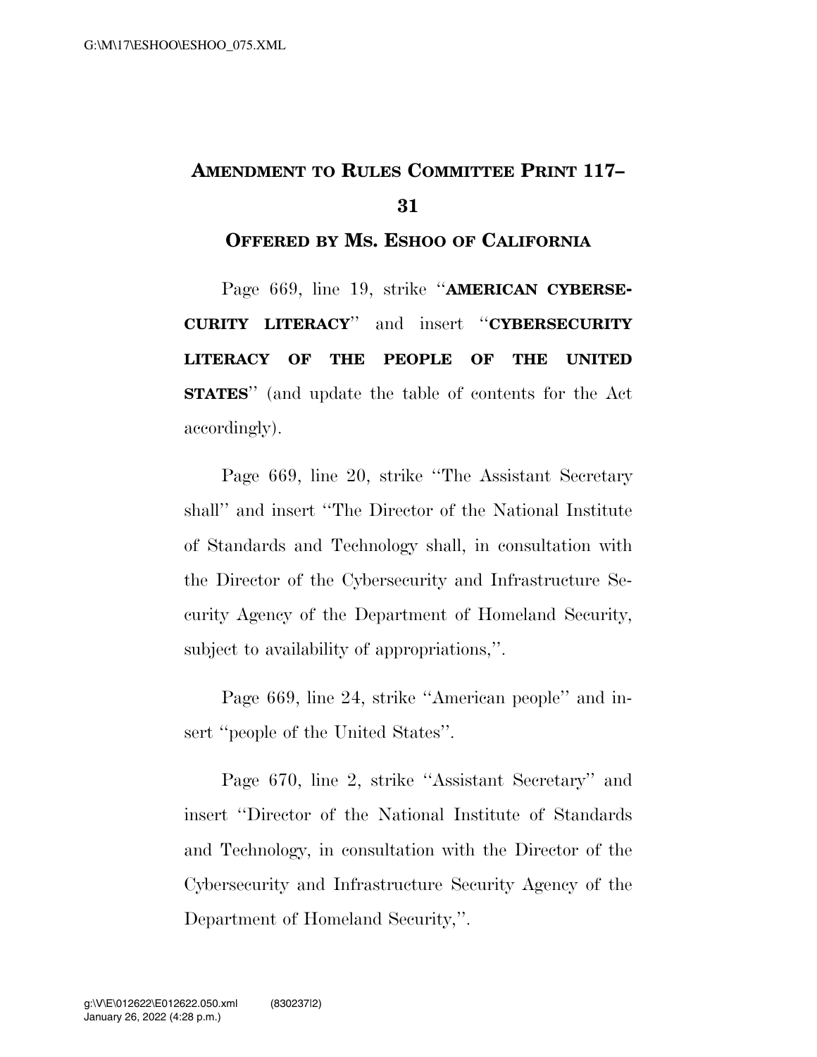# AMENDMENT TO RULES COMMITTEE PRINT 117–31

## OFFERED BY MS. ESHOO OF CALIFORNIA

Page 669, line 19, strike "**AMERICAN CYBERSECURITY LITERACY**" and insert "**CYBERSECURITY LITERACY OF THE PEOPLE OF THE UNITED STATES**" (and update the table of contents for the Act accordingly).

Page 669, line 20, strike "The Assistant Secretary shall" and insert "The Director of the National Institute of Standards and Technology shall, in consultation with the Director of the Cybersecurity and Infrastructure Security Agency of the Department of Homeland Security, subject to availability of appropriations,".

Page 669, line 24, strike "American people" and insert "people of the United States".

Page 670, line 2, strike "Assistant Secretary" and insert "Director of the National Institute of Standards and Technology, in consultation with the Director of the Cybersecurity and Infrastructure Security Agency of the Department of Homeland Security,".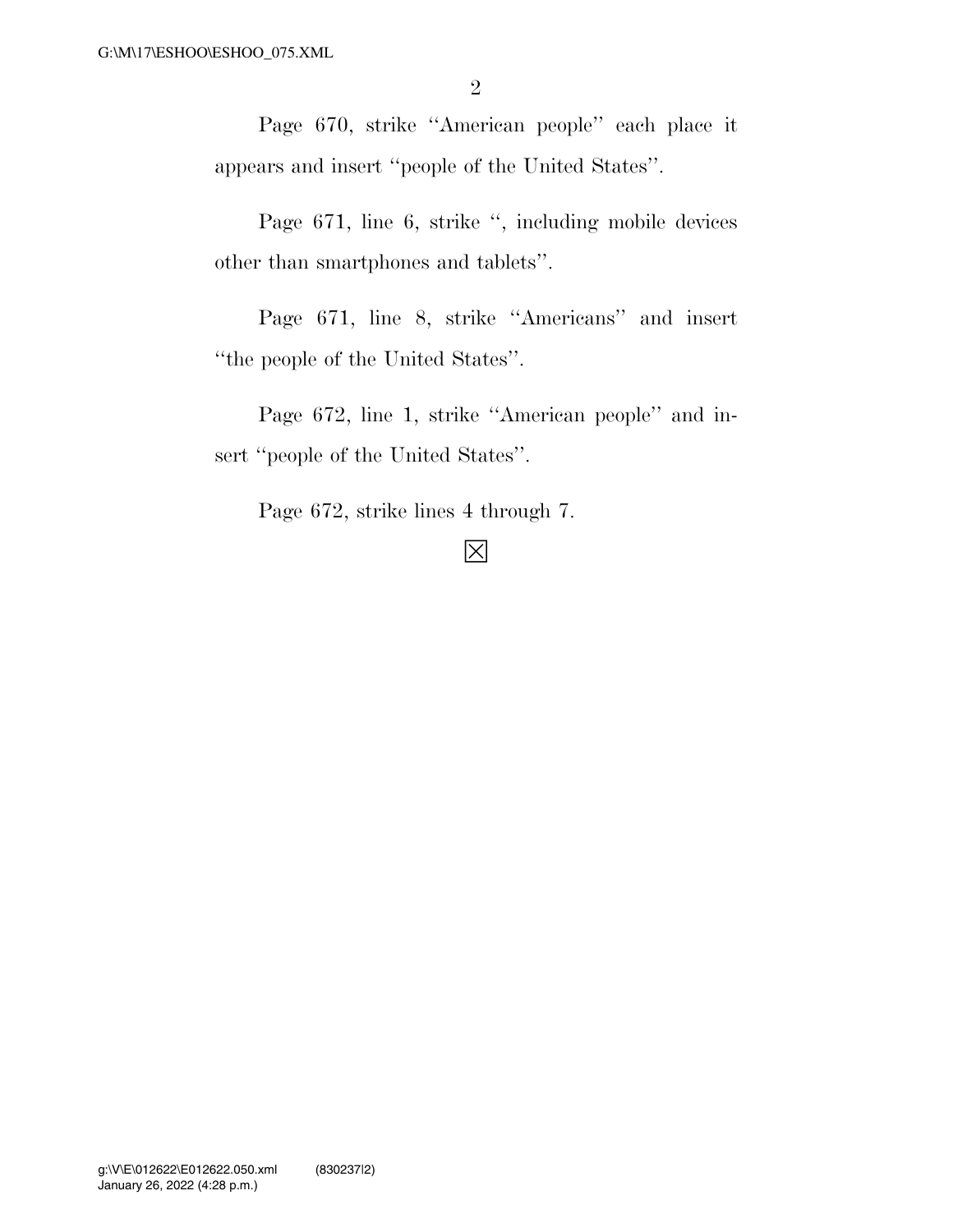Page 670, strike ''American people'' each place it appears and insert ''people of the United States''.

Page 671, line 6, strike '', including mobile devices other than smartphones and tablets''.

Page 671, line 8, strike ''Americans'' and insert ''the people of the United States''.

Page 672, line 1, strike ''American people'' and insert ''people of the United States''.

Page 672, strike lines 4 through 7.

☒